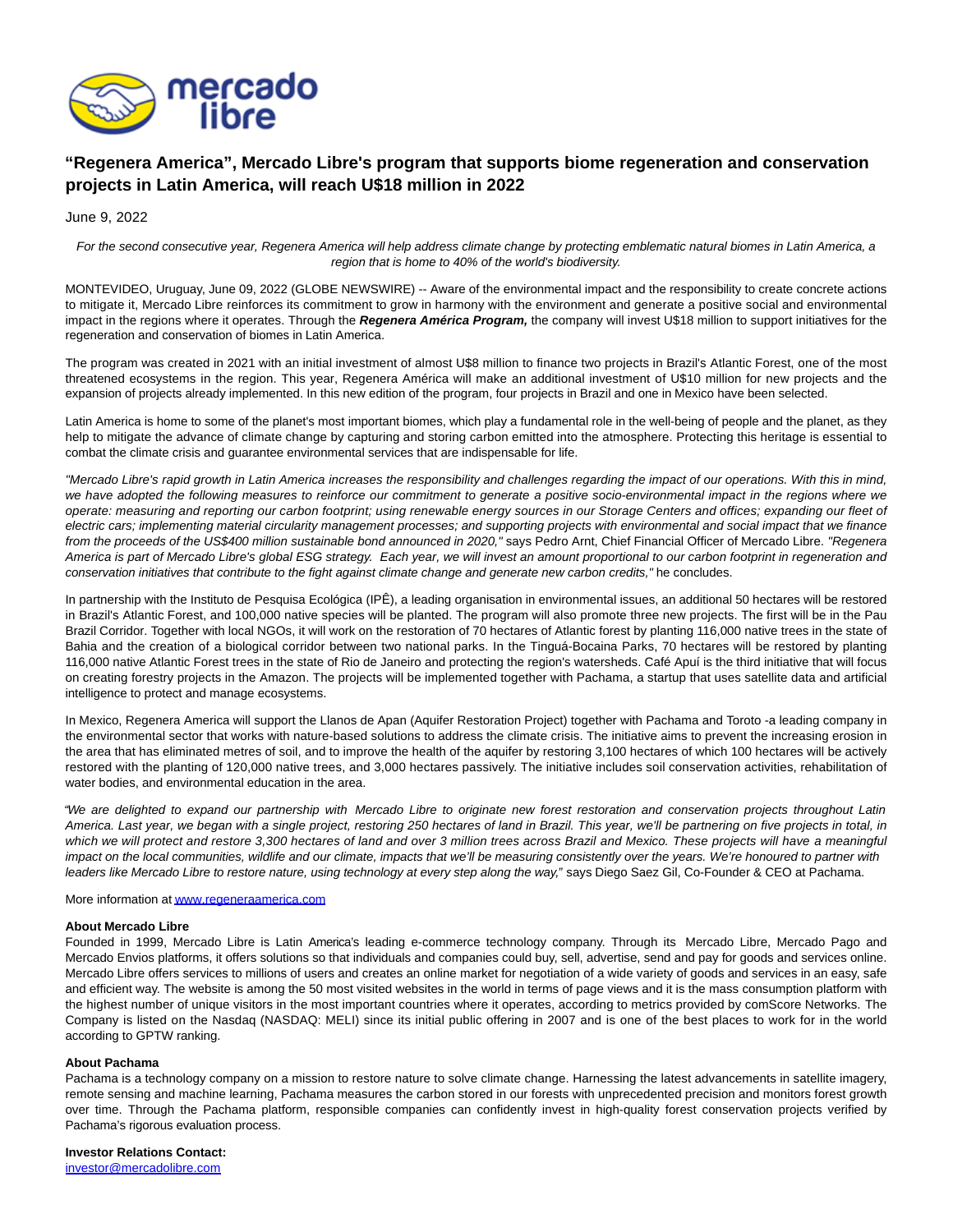# "Regenera America", Mercado Libre's program that supports biome regeneration and conservation projects in Latin America, will reach U$18 million in 2022

June 9, 2022

*For the second consecutive year, Regenera America will help address climate change by protecting emblematic natural biomes in Latin America, a region that is home to 40% of the world's biodiversity.*

MONTEVIDEO, Uruguay, June 09, 2022 (GLOBE NEWSWIRE) -- Aware of the environmental impact and the responsibility to create concrete actions to mitigate it, Mercado Libre reinforces its commitment to grow in harmony with the environment and generate a positive social and environmental impact in the regions where it operates. Through the ***Regenera América Program,*** the company will invest U$18 million to support initiatives for the regeneration and conservation of biomes in Latin America.

The program was created in 2021 with an initial investment of almost U$8 million to finance two projects in Brazil's Atlantic Forest, one of the most threatened ecosystems in the region. This year, Regenera América will make an additional investment of U$10 million for new projects and the expansion of projects already implemented. In this new edition of the program, four projects in Brazil and one in Mexico have been selected.

Latin America is home to some of the planet's most important biomes, which play a fundamental role in the well-being of people and the planet, as they help to mitigate the advance of climate change by capturing and storing carbon emitted into the atmosphere. Protecting this heritage is essential to combat the climate crisis and guarantee environmental services that are indispensable for life.

*"Mercado Libre's rapid growth in Latin America increases the responsibility and challenges regarding the impact of our operations. With this in mind, we have adopted the following measures to reinforce our commitment to generate a positive socio-environmental impact in the regions where we operate: measuring and reporting our carbon footprint; using renewable energy sources in our Storage Centers and offices; expanding our fleet of electric cars; implementing material circularity management processes; and supporting projects with environmental and social impact that we finance from the proceeds of the US$400 million sustainable bond announced in 2020,"* says Pedro Arnt, Chief Financial Officer of Mercado Libre. *"Regenera America is part of Mercado Libre's global ESG strategy. Each year, we will invest an amount proportional to our carbon footprint in regeneration and conservation initiatives that contribute to the fight against climate change and generate new carbon credits,"* he concludes.

In partnership with the Instituto de Pesquisa Ecológica (IPÊ), a leading organisation in environmental issues, an additional 50 hectares will be restored in Brazil's Atlantic Forest, and 100,000 native species will be planted. The program will also promote three new projects. The first will be in the Pau Brazil Corridor. Together with local NGOs, it will work on the restoration of 70 hectares of Atlantic forest by planting 116,000 native trees in the state of Bahia and the creation of a biological corridor between two national parks. In the Tinguá-Bocaina Parks, 70 hectares will be restored by planting 116,000 native Atlantic Forest trees in the state of Rio de Janeiro and protecting the region's watersheds. Café Apuí is the third initiative that will focus on creating forestry projects in the Amazon. The projects will be implemented together with Pachama, a startup that uses satellite data and artificial intelligence to protect and manage ecosystems.

In Mexico, Regenera America will support the Llanos de Apan (Aquifer Restoration Project) together with Pachama and Toroto -a leading company in the environmental sector that works with nature-based solutions to address the climate crisis. The initiative aims to prevent the increasing erosion in the area that has eliminated metres of soil, and to improve the health of the aquifer by restoring 3,100 hectares of which 100 hectares will be actively restored with the planting of 120,000 native trees, and 3,000 hectares passively. The initiative includes soil conservation activities, rehabilitation of water bodies, and environmental education in the area.

*"We are delighted to expand our partnership with Mercado Libre to originate new forest restoration and conservation projects throughout Latin America. Last year, we began with a single project, restoring 250 hectares of land in Brazil. This year, we'll be partnering on five projects in total, in which we will protect and restore 3,300 hectares of land and over 3 million trees across Brazil and Mexico. These projects will have a meaningful impact on the local communities, wildlife and our climate, impacts that we'll be measuring consistently over the years. We're honoured to partner with leaders like Mercado Libre to restore nature, using technology at every step along the way,"* says Diego Saez Gil, Co-Founder & CEO at Pachama.

More information at [www.regeneraamerica.com](www.regeneraamerica.com)

**About Mercado Libre**
Founded in 1999, Mercado Libre is Latin America's leading e-commerce technology company. Through its Mercado Libre, Mercado Pago and Mercado Envios platforms, it offers solutions so that individuals and companies could buy, sell, advertise, send and pay for goods and services online. Mercado Libre offers services to millions of users and creates an online market for negotiation of a wide variety of goods and services in an easy, safe and efficient way. The website is among the 50 most visited websites in the world in terms of page views and it is the mass consumption platform with the highest number of unique visitors in the most important countries where it operates, according to metrics provided by comScore Networks. The Company is listed on the Nasdaq (NASDAQ: MELI) since its initial public offering in 2007 and is one of the best places to work for in the world according to GPTW ranking.

**About Pachama**
Pachama is a technology company on a mission to restore nature to solve climate change. Harnessing the latest advancements in satellite imagery, remote sensing and machine learning, Pachama measures the carbon stored in our forests with unprecedented precision and monitors forest growth over time. Through the Pachama platform, responsible companies can confidently invest in high-quality forest conservation projects verified by Pachama's rigorous evaluation process.

**Investor Relations Contact:**
[investor@mercadolibre.com](mailto:investor@mercadolibre.com)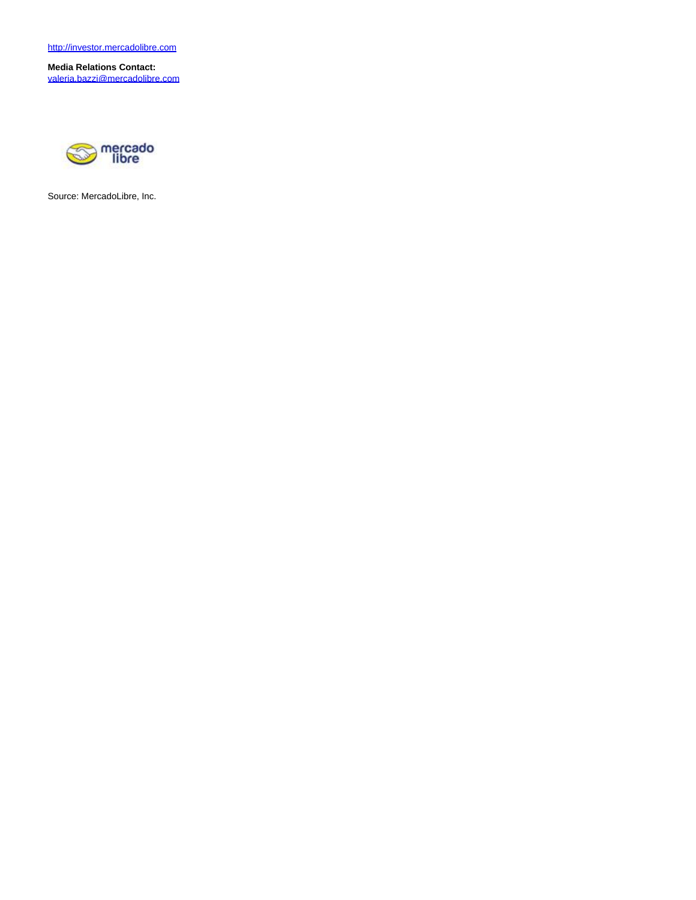http://investor.mercadolibre.com

**Media Relations Contact:**
valeria.bazzi@mercadolibre.com

Source: MercadoLibre, Inc.